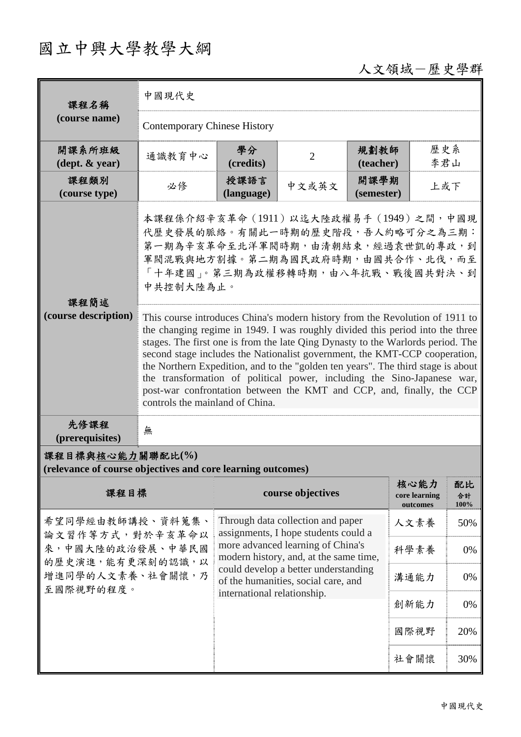# 國立中興大學教學大綱

人文領域－歷史學群

| | | | | | |
|---|---|---|---|---|---|
| 課程名稱<br>(course name) | 中國現代史<br>Contemporary Chinese History | | | | |
| 開課系所班級<br>(dept. & year) | 通識教育中心 | 學分<br>(credits) | 2 | 規劃教師<br>(teacher) | 歷史系<br>李君山 |
| 課程類別<br>(course type) | 必修 | 授課語言<br>(language) | 中文或英文 | 開課學期<br>(semester) | 上或下 |
| 課程簡述<br>(course description) | 本課程係介紹辛亥革命（1911）以迄大陸政權易手（1949）之間，中國現代歷史發展的脈絡。有關此一時期的歷史階段，吾人約略可分之為三期：第一期為辛亥革命至北洋軍閥時期，由清朝結束，經過袁世凱的專政，到軍閥混戰與地方割據。第二期為國民政府時期，由國共合作、北伐，而至「十年建國」。第三期為政權移轉時期，由八年抗戰、戰後國共對決、到中共控制大陸為止。<br><br>This course introduces China's modern history from the Revolution of 1911 to the changing regime in 1949. I was roughly divided this period into the three stages. The first one is from the late Qing Dynasty to the Warlords period. The second stage includes the Nationalist government, the KMT-CCP cooperation, the Northern Expedition, and to the "golden ten years". The third stage is about the transformation of political power, including the Sino-Japanese war, post-war confrontation between the KMT and CCP, and, finally, the CCP controls the mainland of China. | | | | |
| 先修課程<br>(prerequisites) | 無 | | | | |

**課程目標與核心能力關聯配比(%)**
**(relevance of course objectives and core learning outcomes)**

| 課程目標 | course objectives | 核心能力 core learning outcomes | 配比 合計 100% |
|---|---|---|---|
| 希望同學經由教師講授、資料蒐集、論文習作等方式，對於辛亥革命以來，中國大陸的政治發展、中華民國的歷史演進，能有更深刻的認識，以增進同學的人文素養、社會關懷，乃至國際視野的程度。 | Through data collection and paper assignments, I hope students could a more advanced learning of China's modern history, and, at the same time, could develop a better understanding of the humanities, social care, and international relationship. | 人文素養 | 50% |
| | | 科學素養 | 0% |
| | | 溝通能力 | 0% |
| | | 創新能力 | 0% |
| | | 國際視野 | 20% |
| | | 社會關懷 | 30% |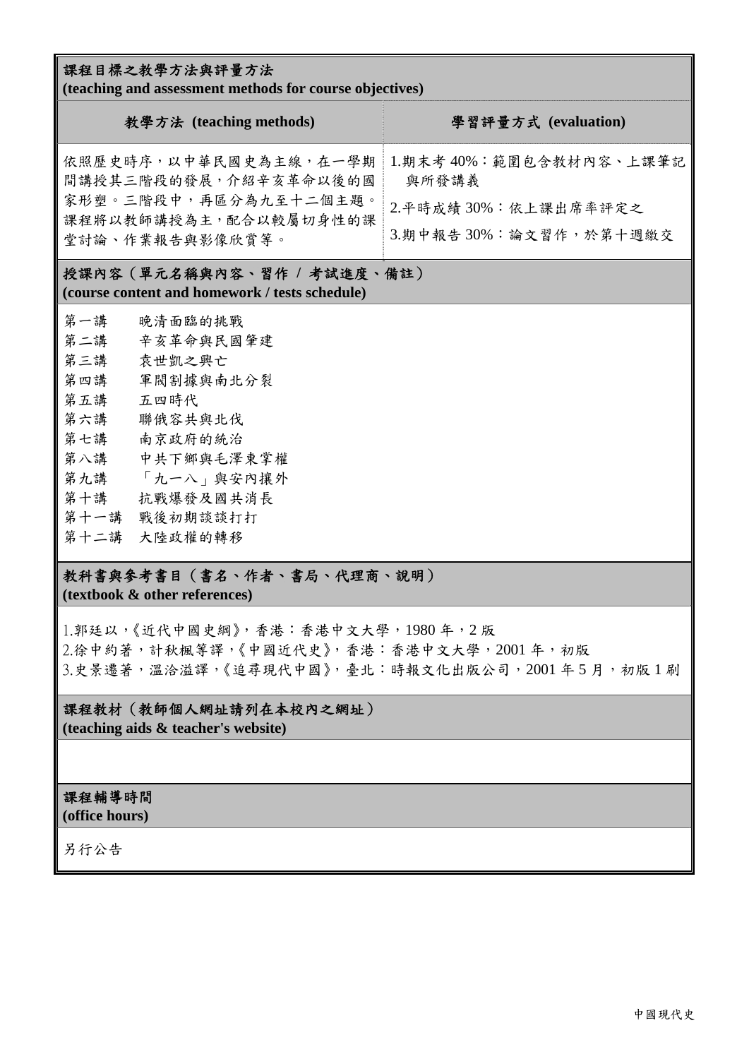## 課程目標之教學方法與評量方法
**(teaching and assessment methods for course objectives)**

| 教學方法 (teaching methods) | 學習評量方式 (evaluation) |
|---|---|
| 依照歷史時序，以中華民國史為主線，在一學期間講授其三階段的發展，介紹辛亥革命以後的國家形塑。三階段中，再區分為九至十二個主題。課程將以教師講授為主，配合以較屬切身性的課堂討論、作業報告與影像欣賞等。 | 1.期末考 40%：範圍包含教材內容、上課筆記與所發講義<br>2.平時成績 30%：依上課出席率評定之<br>3.期中報告 30%：論文習作，於第十週繳交 |

## 授課內容（單元名稱與內容、習作 / 考試進度、備註）
**(course content and homework / tests schedule)**

第一講　晚清面臨的挑戰
第二講　辛亥革命與民國肇建
第三講　袁世凱之興亡
第四講　軍閥割據與南北分裂
第五講　五四時代
第六講　聯俄容共與北伐
第七講　南京政府的統治
第八講　中共下鄉與毛澤東掌權
第九講　「九一八」與安內攘外
第十講　抗戰爆發及國共消長
第十一講　戰後初期談談打打
第十二講　大陸政權的轉移

## 教科書與參考書目（書名、作者、書局、代理商、說明）
**(textbook & other references)**

1.郭廷以，《近代中國史綱》，香港：香港中文大學，1980 年，2 版
2.徐中約著，計秋楓等譯，《中國近代史》，香港：香港中文大學，2001 年，初版
3.史景遷著，溫洽溢譯，《追尋現代中國》，臺北：時報文化出版公司，2001 年 5 月，初版 1 刷

## 課程教材（教師個人網址請列在本校內之網址）
**(teaching aids & teacher's website)**

## 課程輔導時間
**(office hours)**

另行公告